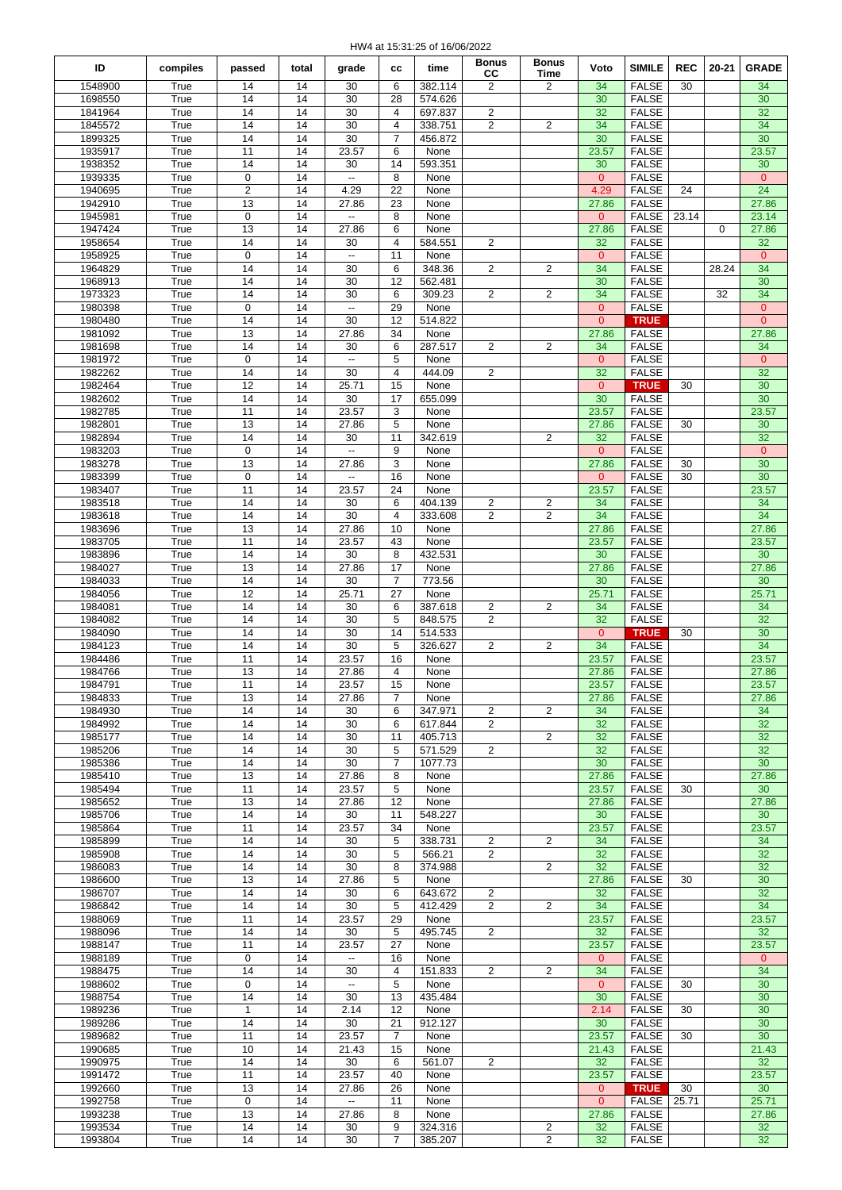HW4 at 15:31:25 of 16/06/2022

| ID | compiles | passed | total | grade | cc | time | Bonus CC | Bonus Time | Voto | SIMILE | REC | 20-21 | GRADE |
|---|---|---|---|---|---|---|---|---|---|---|---|---|---|
| 1548900 | True | 14 | 14 | 30 | 6 | 382.114 | 2 | 2 | 34 | FALSE | 30 | | 34 |
| 1698550 | True | 14 | 14 | 30 | 28 | 574.626 | | | 30 | FALSE | | | 30 |
| 1841964 | True | 14 | 14 | 30 | 4 | 697.837 | 2 | | 32 | FALSE | | | 32 |
| 1845572 | True | 14 | 14 | 30 | 4 | 338.751 | 2 | 2 | 34 | FALSE | | | 34 |
| 1899325 | True | 14 | 14 | 30 | 7 | 456.872 | | | 30 | FALSE | | | 30 |
| 1935917 | True | 11 | 14 | 23.57 | 6 | None | | | 23.57 | FALSE | | | 23.57 |
| 1938352 | True | 14 | 14 | 30 | 14 | 593.351 | | | 30 | FALSE | | | 30 |
| 1939335 | True | 0 | 14 | -- | 8 | None | | | 0 | FALSE | | | 0 |
| 1940695 | True | 2 | 14 | 4.29 | 22 | None | | | 4.29 | FALSE | 24 | | 24 |
| 1942910 | True | 13 | 14 | 27.86 | 23 | None | | | 27.86 | FALSE | | | 27.86 |
| 1945981 | True | 0 | 14 | -- | 8 | None | | | 0 | FALSE | 23.14 | | 23.14 |
| 1947424 | True | 13 | 14 | 27.86 | 6 | None | | | 27.86 | FALSE | | 0 | 27.86 |
| 1958654 | True | 14 | 14 | 30 | 4 | 584.551 | 2 | | 32 | FALSE | | | 32 |
| 1958925 | True | 0 | 14 | -- | 11 | None | | | 0 | FALSE | | | 0 |
| 1964829 | True | 14 | 14 | 30 | 6 | 348.36 | 2 | 2 | 34 | FALSE | | 28.24 | 34 |
| 1968913 | True | 14 | 14 | 30 | 12 | 562.481 | | | 30 | FALSE | | | 30 |
| 1973323 | True | 14 | 14 | 30 | 6 | 309.23 | 2 | 2 | 34 | FALSE | | 32 | 34 |
| 1980398 | True | 0 | 14 | -- | 29 | None | | | 0 | FALSE | | | 0 |
| 1980480 | True | 14 | 14 | 30 | 12 | 514.822 | | | 0 | TRUE | | | 0 |
| 1981092 | True | 13 | 14 | 27.86 | 34 | None | | | 27.86 | FALSE | | | 27.86 |
| 1981698 | True | 14 | 14 | 30 | 6 | 287.517 | 2 | 2 | 34 | FALSE | | | 34 |
| 1981972 | True | 0 | 14 | -- | 5 | None | | | 0 | FALSE | | | 0 |
| 1982262 | True | 14 | 14 | 30 | 4 | 444.09 | 2 | | 32 | FALSE | | | 32 |
| 1982464 | True | 12 | 14 | 25.71 | 15 | None | | | 0 | TRUE | 30 | | 30 |
| 1982602 | True | 14 | 14 | 30 | 17 | 655.099 | | | 30 | FALSE | | | 30 |
| 1982785 | True | 11 | 14 | 23.57 | 3 | None | | | 23.57 | FALSE | | | 23.57 |
| 1982801 | True | 13 | 14 | 27.86 | 5 | None | | | 27.86 | FALSE | 30 | | 30 |
| 1982894 | True | 14 | 14 | 30 | 11 | 342.619 | | 2 | 32 | FALSE | | | 32 |
| 1983203 | True | 0 | 14 | -- | 9 | None | | | 0 | FALSE | | | 0 |
| 1983278 | True | 13 | 14 | 27.86 | 3 | None | | | 27.86 | FALSE | 30 | | 30 |
| 1983399 | True | 0 | 14 | -- | 16 | None | | | 0 | FALSE | 30 | | 30 |
| 1983407 | True | 11 | 14 | 23.57 | 24 | None | | | 23.57 | FALSE | | | 23.57 |
| 1983518 | True | 14 | 14 | 30 | 6 | 404.139 | 2 | 2 | 34 | FALSE | | | 34 |
| 1983618 | True | 14 | 14 | 30 | 4 | 333.608 | 2 | 2 | 34 | FALSE | | | 34 |
| 1983696 | True | 13 | 14 | 27.86 | 10 | None | | | 27.86 | FALSE | | | 27.86 |
| 1983705 | True | 11 | 14 | 23.57 | 43 | None | | | 23.57 | FALSE | | | 23.57 |
| 1983896 | True | 14 | 14 | 30 | 8 | 432.531 | | | 30 | FALSE | | | 30 |
| 1984027 | True | 13 | 14 | 27.86 | 17 | None | | | 27.86 | FALSE | | | 27.86 |
| 1984033 | True | 14 | 14 | 30 | 7 | 773.56 | | | 30 | FALSE | | | 30 |
| 1984056 | True | 12 | 14 | 25.71 | 27 | None | | | 25.71 | FALSE | | | 25.71 |
| 1984081 | True | 14 | 14 | 30 | 6 | 387.618 | 2 | 2 | 34 | FALSE | | | 34 |
| 1984082 | True | 14 | 14 | 30 | 5 | 848.575 | 2 | | 32 | FALSE | | | 32 |
| 1984090 | True | 14 | 14 | 30 | 14 | 514.533 | | | 0 | TRUE | 30 | | 30 |
| 1984123 | True | 14 | 14 | 30 | 5 | 326.627 | 2 | 2 | 34 | FALSE | | | 34 |
| 1984486 | True | 11 | 14 | 23.57 | 16 | None | | | 23.57 | FALSE | | | 23.57 |
| 1984766 | True | 13 | 14 | 27.86 | 4 | None | | | 27.86 | FALSE | | | 27.86 |
| 1984791 | True | 11 | 14 | 23.57 | 15 | None | | | 23.57 | FALSE | | | 23.57 |
| 1984833 | True | 13 | 14 | 27.86 | 7 | None | | | 27.86 | FALSE | | | 27.86 |
| 1984930 | True | 14 | 14 | 30 | 6 | 347.971 | 2 | 2 | 34 | FALSE | | | 34 |
| 1984992 | True | 14 | 14 | 30 | 6 | 617.844 | 2 | | 32 | FALSE | | | 32 |
| 1985177 | True | 14 | 14 | 30 | 11 | 405.713 | | 2 | 32 | FALSE | | | 32 |
| 1985206 | True | 14 | 14 | 30 | 5 | 571.529 | 2 | | 32 | FALSE | | | 32 |
| 1985386 | True | 14 | 14 | 30 | 7 | 1077.73 | | | 30 | FALSE | | | 30 |
| 1985410 | True | 13 | 14 | 27.86 | 8 | None | | | 27.86 | FALSE | | | 27.86 |
| 1985494 | True | 11 | 14 | 23.57 | 5 | None | | | 23.57 | FALSE | 30 | | 30 |
| 1985652 | True | 13 | 14 | 27.86 | 12 | None | | | 27.86 | FALSE | | | 27.86 |
| 1985706 | True | 14 | 14 | 30 | 11 | 548.227 | | | 30 | FALSE | | | 30 |
| 1985864 | True | 11 | 14 | 23.57 | 34 | None | | | 23.57 | FALSE | | | 23.57 |
| 1985899 | True | 14 | 14 | 30 | 5 | 338.731 | 2 | 2 | 34 | FALSE | | | 34 |
| 1985908 | True | 14 | 14 | 30 | 5 | 566.21 | 2 | | 32 | FALSE | | | 32 |
| 1986083 | True | 14 | 14 | 30 | 8 | 374.988 | | 2 | 32 | FALSE | | | 32 |
| 1986600 | True | 13 | 14 | 27.86 | 5 | None | | | 27.86 | FALSE | 30 | | 30 |
| 1986707 | True | 14 | 14 | 30 | 6 | 643.672 | 2 | | 32 | FALSE | | | 32 |
| 1986842 | True | 14 | 14 | 30 | 5 | 412.429 | 2 | 2 | 34 | FALSE | | | 34 |
| 1988069 | True | 11 | 14 | 23.57 | 29 | None | | | 23.57 | FALSE | | | 23.57 |
| 1988096 | True | 14 | 14 | 30 | 5 | 495.745 | 2 | | 32 | FALSE | | | 32 |
| 1988147 | True | 11 | 14 | 23.57 | 27 | None | | | 23.57 | FALSE | | | 23.57 |
| 1988189 | True | 0 | 14 | -- | 16 | None | | | 0 | FALSE | | | 0 |
| 1988475 | True | 14 | 14 | 30 | 4 | 151.833 | 2 | 2 | 34 | FALSE | | | 34 |
| 1988602 | True | 0 | 14 | -- | 5 | None | | | 0 | FALSE | 30 | | 30 |
| 1988754 | True | 14 | 14 | 30 | 13 | 435.484 | | | 30 | FALSE | | | 30 |
| 1989236 | True | 1 | 14 | 2.14 | 12 | None | | | 2.14 | FALSE | 30 | | 30 |
| 1989286 | True | 14 | 14 | 30 | 21 | 912.127 | | | 30 | FALSE | | | 30 |
| 1989682 | True | 11 | 14 | 23.57 | 7 | None | | | 23.57 | FALSE | 30 | | 30 |
| 1990685 | True | 10 | 14 | 21.43 | 15 | None | | | 21.43 | FALSE | | | 21.43 |
| 1990975 | True | 14 | 14 | 30 | 6 | 561.07 | 2 | | 32 | FALSE | | | 32 |
| 1991472 | True | 11 | 14 | 23.57 | 40 | None | | | 23.57 | FALSE | | | 23.57 |
| 1992660 | True | 13 | 14 | 27.86 | 26 | None | | | 0 | TRUE | 30 | | 30 |
| 1992758 | True | 0 | 14 | -- | 11 | None | | | 0 | FALSE | 25.71 | | 25.71 |
| 1993238 | True | 13 | 14 | 27.86 | 8 | None | | | 27.86 | FALSE | | | 27.86 |
| 1993534 | True | 14 | 14 | 30 | 9 | 324.316 | | 2 | 32 | FALSE | | | 32 |
| 1993804 | True | 14 | 14 | 30 | 7 | 385.207 | | 2 | 32 | FALSE | | | 32 |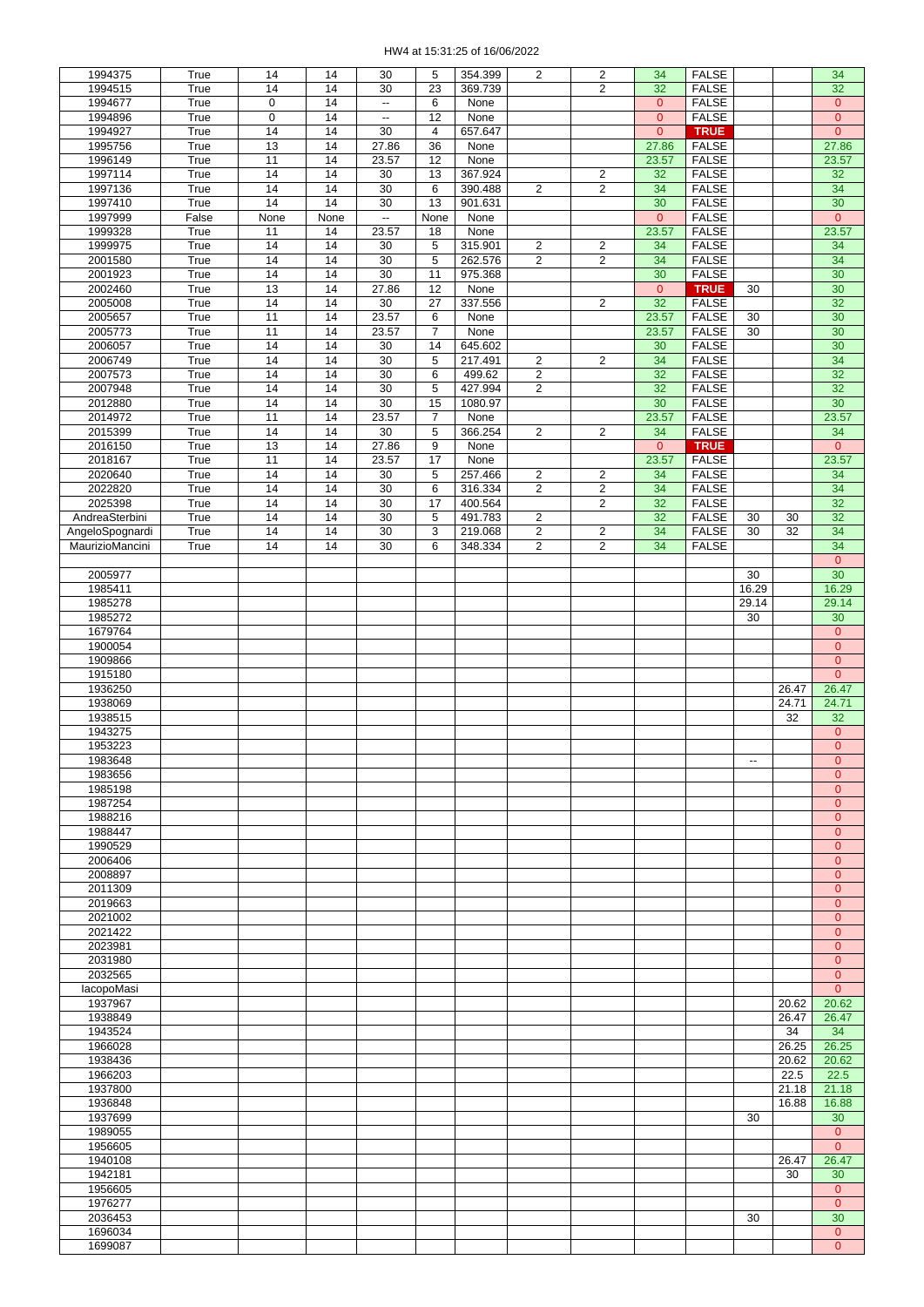| | | | | | | | | | | | | | |
|---|---|---|---|---|---|---|---|---|---|---|---|---|---|
| 1994375 | True | 14 | 14 | 30 | 5 | 354.399 | 2 | 2 | 34 | FALSE | | | 34 |
| 1994515 | True | 14 | 14 | 30 | 23 | 369.739 | | 2 | 32 | FALSE | | | 32 |
| 1994677 | True | 0 | 14 | -- | 6 | None | | | 0 | FALSE | | | 0 |
| 1994896 | True | 0 | 14 | -- | 12 | None | | | 0 | FALSE | | | 0 |
| 1994927 | True | 14 | 14 | 30 | 4 | 657.647 | | | 0 | **TRUE** | | | 0 |
| 1995756 | True | 13 | 14 | 27.86 | 36 | None | | | 27.86 | FALSE | | | 27.86 |
| 1996149 | True | 11 | 14 | 23.57 | 12 | None | | | 23.57 | FALSE | | | 23.57 |
| 1997114 | True | 14 | 14 | 30 | 13 | 367.924 | | 2 | 32 | FALSE | | | 32 |
| 1997136 | True | 14 | 14 | 30 | 6 | 390.488 | 2 | 2 | 34 | FALSE | | | 34 |
| 1997410 | True | 14 | 14 | 30 | 13 | 901.631 | | | 30 | FALSE | | | 30 |
| 1997999 | False | None | None | -- | None | None | | | 0 | FALSE | | | 0 |
| 1999328 | True | 11 | 14 | 23.57 | 18 | None | | | 23.57 | FALSE | | | 23.57 |
| 1999975 | True | 14 | 14 | 30 | 5 | 315.901 | 2 | 2 | 34 | FALSE | | | 34 |
| 2001580 | True | 14 | 14 | 30 | 5 | 262.576 | 2 | 2 | 34 | FALSE | | | 34 |
| 2001923 | True | 14 | 14 | 30 | 11 | 975.368 | | | 30 | FALSE | | | 30 |
| 2002460 | True | 13 | 14 | 27.86 | 12 | None | | | 0 | **TRUE** | 30 | | 30 |
| 2005008 | True | 14 | 14 | 30 | 27 | 337.556 | | 2 | 32 | FALSE | | | 32 |
| 2005657 | True | 11 | 14 | 23.57 | 6 | None | | | 23.57 | FALSE | 30 | | 30 |
| 2005773 | True | 11 | 14 | 23.57 | 7 | None | | | 23.57 | FALSE | 30 | | 30 |
| 2006057 | True | 14 | 14 | 30 | 14 | 645.602 | | | 30 | FALSE | | | 30 |
| 2006749 | True | 14 | 14 | 30 | 5 | 217.491 | 2 | 2 | 34 | FALSE | | | 34 |
| 2007573 | True | 14 | 14 | 30 | 6 | 499.62 | 2 | | 32 | FALSE | | | 32 |
| 2007948 | True | 14 | 14 | 30 | 5 | 427.994 | 2 | | 32 | FALSE | | | 32 |
| 2012880 | True | 14 | 14 | 30 | 15 | 1080.97 | | | 30 | FALSE | | | 30 |
| 2014972 | True | 11 | 14 | 23.57 | 7 | None | | | 23.57 | FALSE | | | 23.57 |
| 2015399 | True | 14 | 14 | 30 | 5 | 366.254 | 2 | 2 | 34 | FALSE | | | 34 |
| 2016150 | True | 13 | 14 | 27.86 | 9 | None | | | 0 | **TRUE** | | | 0 |
| 2018167 | True | 11 | 14 | 23.57 | 17 | None | | | 23.57 | FALSE | | | 23.57 |
| 2020640 | True | 14 | 14 | 30 | 5 | 257.466 | 2 | 2 | 34 | FALSE | | | 34 |
| 2022820 | True | 14 | 14 | 30 | 6 | 316.334 | 2 | 2 | 34 | FALSE | | | 34 |
| 2025398 | True | 14 | 14 | 30 | 17 | 400.564 | | 2 | 32 | FALSE | | | 32 |
| AndreaSterbini | True | 14 | 14 | 30 | 5 | 491.783 | 2 | | 32 | FALSE | 30 | 30 | 32 |
| AngeloSpognardi | True | 14 | 14 | 30 | 3 | 219.068 | 2 | 2 | 34 | FALSE | 30 | 32 | 34 |
| MaurizioMancini | True | 14 | 14 | 30 | 6 | 348.334 | 2 | 2 | 34 | FALSE | | | 34 |
| | | | | | | | | | | | | | 0 |
| 2005977 | | | | | | | | | | | 30 | | 30 |
| 1985411 | | | | | | | | | | | 16.29 | | 16.29 |
| 1985278 | | | | | | | | | | | 29.14 | | 29.14 |
| 1985272 | | | | | | | | | | | 30 | | 30 |
| 1679764 | | | | | | | | | | | | | 0 |
| 1900054 | | | | | | | | | | | | | 0 |
| 1909866 | | | | | | | | | | | | | 0 |
| 1915180 | | | | | | | | | | | | | 0 |
| 1936250 | | | | | | | | | | | | 26.47 | 26.47 |
| 1938069 | | | | | | | | | | | | 24.71 | 24.71 |
| 1938515 | | | | | | | | | | | | 32 | 32 |
| 1943275 | | | | | | | | | | | | | 0 |
| 1953223 | | | | | | | | | | | | | 0 |
| 1983648 | | | | | | | | | | | -- | | 0 |
| 1983656 | | | | | | | | | | | | | 0 |
| 1985198 | | | | | | | | | | | | | 0 |
| 1987254 | | | | | | | | | | | | | 0 |
| 1988216 | | | | | | | | | | | | | 0 |
| 1988447 | | | | | | | | | | | | | 0 |
| 1990529 | | | | | | | | | | | | | 0 |
| 2006406 | | | | | | | | | | | | | 0 |
| 2008897 | | | | | | | | | | | | | 0 |
| 2011309 | | | | | | | | | | | | | 0 |
| 2019663 | | | | | | | | | | | | | 0 |
| 2021002 | | | | | | | | | | | | | 0 |
| 2021422 | | | | | | | | | | | | | 0 |
| 2023981 | | | | | | | | | | | | | 0 |
| 2031980 | | | | | | | | | | | | | 0 |
| 2032565 | | | | | | | | | | | | | 0 |
| IacopoMasi | | | | | | | | | | | | | 0 |
| 1937967 | | | | | | | | | | | | 20.62 | 20.62 |
| 1938849 | | | | | | | | | | | | 26.47 | 26.47 |
| 1943524 | | | | | | | | | | | | 34 | 34 |
| 1966028 | | | | | | | | | | | | 26.25 | 26.25 |
| 1938436 | | | | | | | | | | | | 20.62 | 20.62 |
| 1966203 | | | | | | | | | | | | 22.5 | 22.5 |
| 1937800 | | | | | | | | | | | | 21.18 | 21.18 |
| 1936848 | | | | | | | | | | | | 16.88 | 16.88 |
| 1937699 | | | | | | | | | | | 30 | | 30 |
| 1989055 | | | | | | | | | | | | | 0 |
| 1956605 | | | | | | | | | | | | | 0 |
| 1940108 | | | | | | | | | | | | 26.47 | 26.47 |
| 1942181 | | | | | | | | | | | | 30 | 30 |
| 1956605 | | | | | | | | | | | | | 0 |
| 1976277 | | | | | | | | | | | | | 0 |
| 2036453 | | | | | | | | | | | 30 | | 30 |
| 1696034 | | | | | | | | | | | | | 0 |
| 1699087 | | | | | | | | | | | | | 0 |